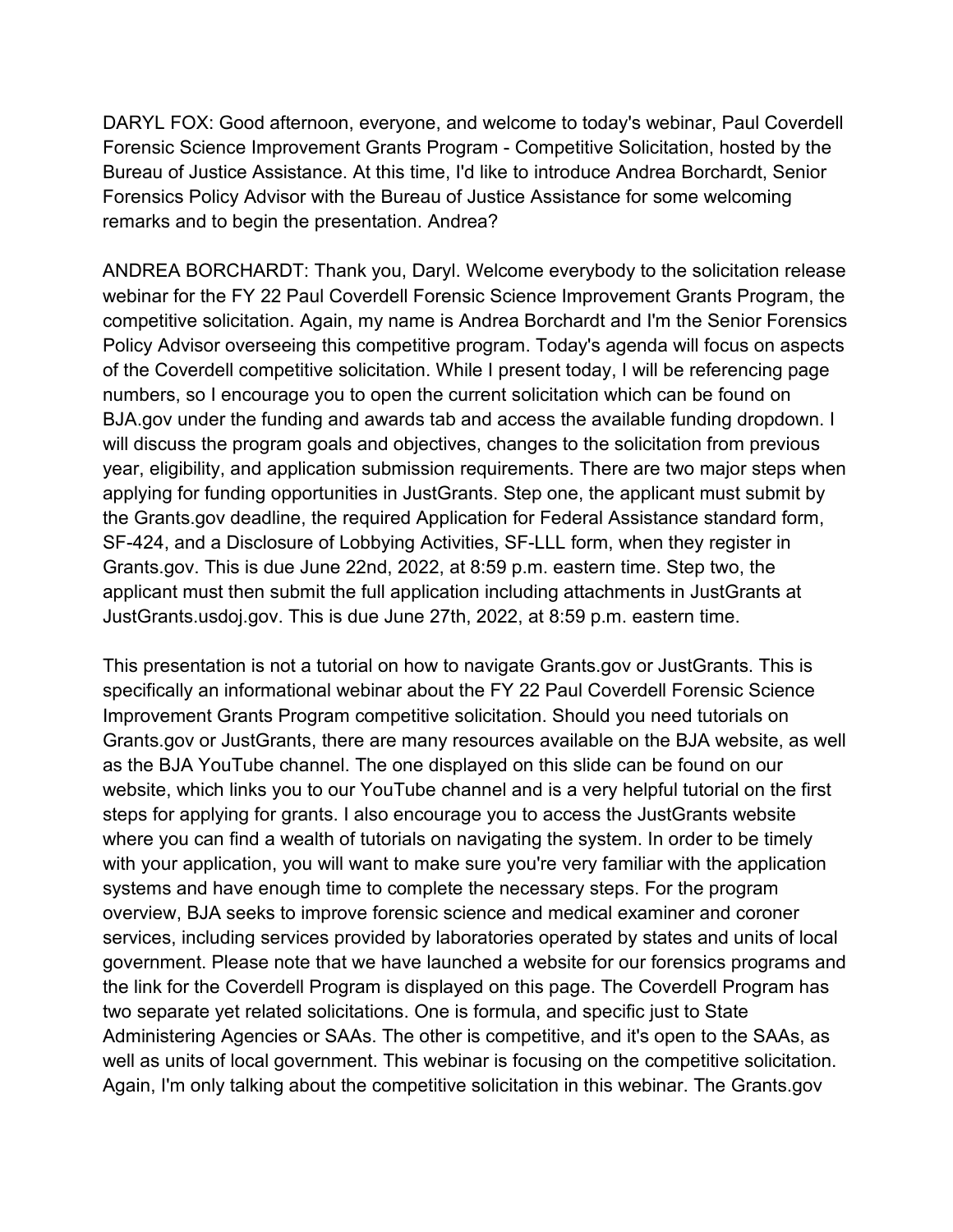DARYL FOX: Good afternoon, everyone, and welcome to today's webinar, Paul Coverdell Forensic Science Improvement Grants Program - Competitive Solicitation, hosted by the Bureau of Justice Assistance. At this time, I'd like to introduce Andrea Borchardt, Senior Forensics Policy Advisor with the Bureau of Justice Assistance for some welcoming remarks and to begin the presentation. Andrea?

ANDREA BORCHARDT: Thank you, Daryl. Welcome everybody to the solicitation release webinar for the FY 22 Paul Coverdell Forensic Science Improvement Grants Program, the competitive solicitation. Again, my name is Andrea Borchardt and I'm the Senior Forensics Policy Advisor overseeing this competitive program. Today's agenda will focus on aspects of the Coverdell competitive solicitation. While I present today, I will be referencing page numbers, so I encourage you to open the current solicitation which can be found on BJA.gov under the funding and awards tab and access the available funding dropdown. I will discuss the program goals and objectives, changes to the solicitation from previous year, eligibility, and application submission requirements. There are two major steps when applying for funding opportunities in JustGrants. Step one, the applicant must submit by the Grants.gov deadline, the required Application for Federal Assistance standard form, SF-424, and a Disclosure of Lobbying Activities, SF-LLL form, when they register in Grants.gov. This is due June 22nd, 2022, at 8:59 p.m. eastern time. Step two, the applicant must then submit the full application including attachments in JustGrants at JustGrants.usdoj.gov. This is due June 27th, 2022, at 8:59 p.m. eastern time.

This presentation is not a tutorial on how to navigate Grants.gov or JustGrants. This is specifically an informational webinar about the FY 22 Paul Coverdell Forensic Science Improvement Grants Program competitive solicitation. Should you need tutorials on Grants.gov or JustGrants, there are many resources available on the BJA website, as well as the BJA YouTube channel. The one displayed on this slide can be found on our website, which links you to our YouTube channel and is a very helpful tutorial on the first steps for applying for grants. I also encourage you to access the JustGrants website where you can find a wealth of tutorials on navigating the system. In order to be timely with your application, you will want to make sure you're very familiar with the application systems and have enough time to complete the necessary steps. For the program overview, BJA seeks to improve forensic science and medical examiner and coroner services, including services provided by laboratories operated by states and units of local government. Please note that we have launched a website for our forensics programs and the link for the Coverdell Program is displayed on this page. The Coverdell Program has two separate yet related solicitations. One is formula, and specific just to State Administering Agencies or SAAs. The other is competitive, and it's open to the SAAs, as well as units of local government. This webinar is focusing on the competitive solicitation. Again, I'm only talking about the competitive solicitation in this webinar. The Grants.gov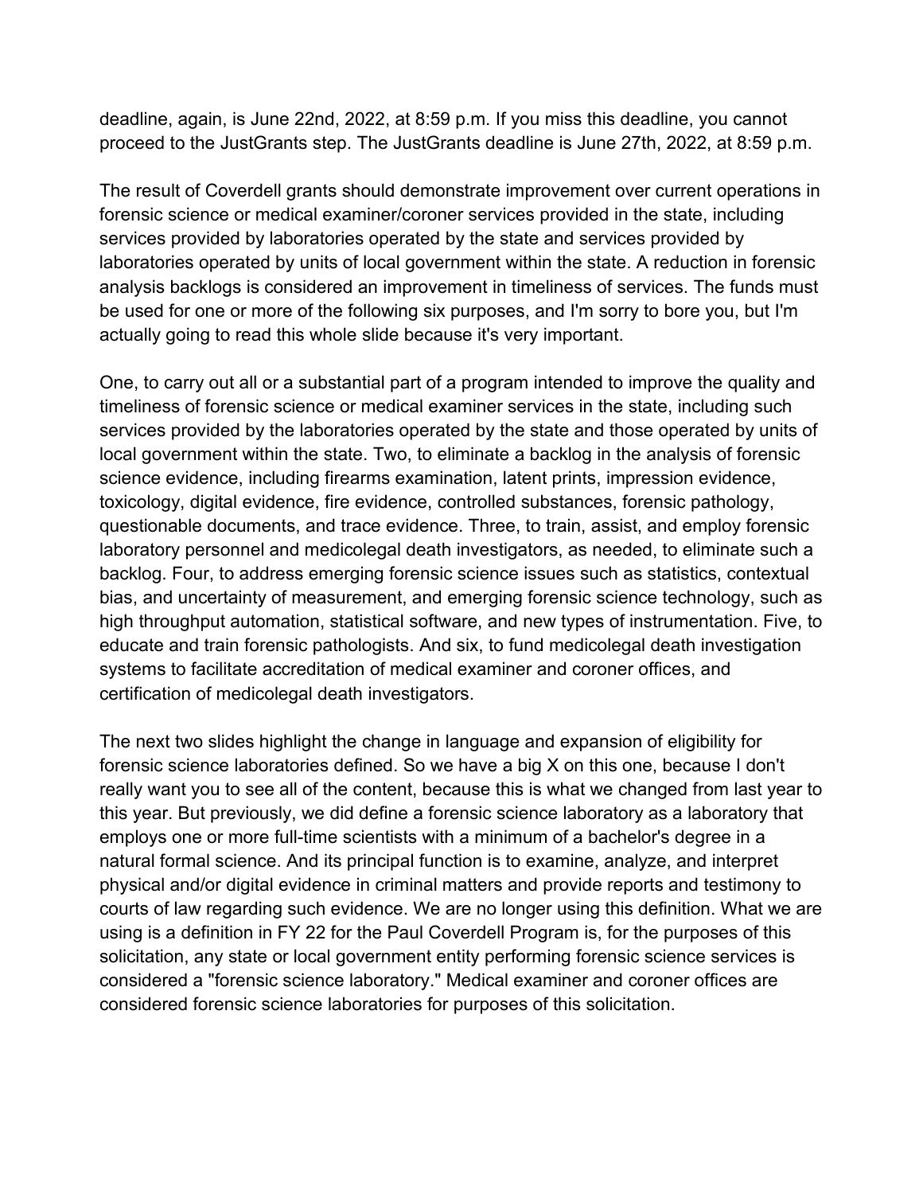deadline, again, is June 22nd, 2022, at 8:59 p.m. If you miss this deadline, you cannot proceed to the JustGrants step. The JustGrants deadline is June 27th, 2022, at 8:59 p.m.

The result of Coverdell grants should demonstrate improvement over current operations in forensic science or medical examiner/coroner services provided in the state, including services provided by laboratories operated by the state and services provided by laboratories operated by units of local government within the state. A reduction in forensic analysis backlogs is considered an improvement in timeliness of services. The funds must be used for one or more of the following six purposes, and I'm sorry to bore you, but I'm actually going to read this whole slide because it's very important.

One, to carry out all or a substantial part of a program intended to improve the quality and timeliness of forensic science or medical examiner services in the state, including such services provided by the laboratories operated by the state and those operated by units of local government within the state. Two, to eliminate a backlog in the analysis of forensic science evidence, including firearms examination, latent prints, impression evidence, toxicology, digital evidence, fire evidence, controlled substances, forensic pathology, questionable documents, and trace evidence. Three, to train, assist, and employ forensic laboratory personnel and medicolegal death investigators, as needed, to eliminate such a backlog. Four, to address emerging forensic science issues such as statistics, contextual bias, and uncertainty of measurement, and emerging forensic science technology, such as high throughput automation, statistical software, and new types of instrumentation. Five, to educate and train forensic pathologists. And six, to fund medicolegal death investigation systems to facilitate accreditation of medical examiner and coroner offices, and certification of medicolegal death investigators.

The next two slides highlight the change in language and expansion of eligibility for forensic science laboratories defined. So we have a big X on this one, because I don't really want you to see all of the content, because this is what we changed from last year to this year. But previously, we did define a forensic science laboratory as a laboratory that employs one or more full-time scientists with a minimum of a bachelor's degree in a natural formal science. And its principal function is to examine, analyze, and interpret physical and/or digital evidence in criminal matters and provide reports and testimony to courts of law regarding such evidence. We are no longer using this definition. What we are using is a definition in FY 22 for the Paul Coverdell Program is, for the purposes of this solicitation, any state or local government entity performing forensic science services is considered a "forensic science laboratory." Medical examiner and coroner offices are considered forensic science laboratories for purposes of this solicitation.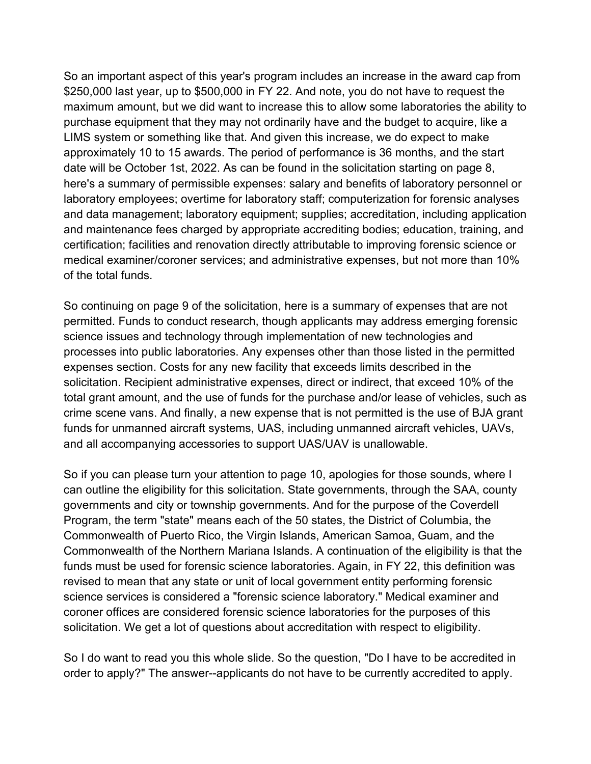So an important aspect of this year's program includes an increase in the award cap from $250,000 last year, up to $500,000 in FY 22. And note, you do not have to request the maximum amount, but we did want to increase this to allow some laboratories the ability to purchase equipment that they may not ordinarily have and the budget to acquire, like a LIMS system or something like that. And given this increase, we do expect to make approximately 10 to 15 awards. The period of performance is 36 months, and the start date will be October 1st, 2022. As can be found in the solicitation starting on page 8, here's a summary of permissible expenses: salary and benefits of laboratory personnel or laboratory employees; overtime for laboratory staff; computerization for forensic analyses and data management; laboratory equipment; supplies; accreditation, including application and maintenance fees charged by appropriate accrediting bodies; education, training, and certification; facilities and renovation directly attributable to improving forensic science or medical examiner/coroner services; and administrative expenses, but not more than 10% of the total funds.

So continuing on page 9 of the solicitation, here is a summary of expenses that are not permitted. Funds to conduct research, though applicants may address emerging forensic science issues and technology through implementation of new technologies and processes into public laboratories. Any expenses other than those listed in the permitted expenses section. Costs for any new facility that exceeds limits described in the solicitation. Recipient administrative expenses, direct or indirect, that exceed 10% of the total grant amount, and the use of funds for the purchase and/or lease of vehicles, such as crime scene vans. And finally, a new expense that is not permitted is the use of BJA grant funds for unmanned aircraft systems, UAS, including unmanned aircraft vehicles, UAVs, and all accompanying accessories to support UAS/UAV is unallowable.

So if you can please turn your attention to page 10, apologies for those sounds, where I can outline the eligibility for this solicitation. State governments, through the SAA, county governments and city or township governments. And for the purpose of the Coverdell Program, the term "state" means each of the 50 states, the District of Columbia, the Commonwealth of Puerto Rico, the Virgin Islands, American Samoa, Guam, and the Commonwealth of the Northern Mariana Islands. A continuation of the eligibility is that the funds must be used for forensic science laboratories. Again, in FY 22, this definition was revised to mean that any state or unit of local government entity performing forensic science services is considered a "forensic science laboratory." Medical examiner and coroner offices are considered forensic science laboratories for the purposes of this solicitation. We get a lot of questions about accreditation with respect to eligibility.

So I do want to read you this whole slide. So the question, "Do I have to be accredited in order to apply?" The answer--applicants do not have to be currently accredited to apply.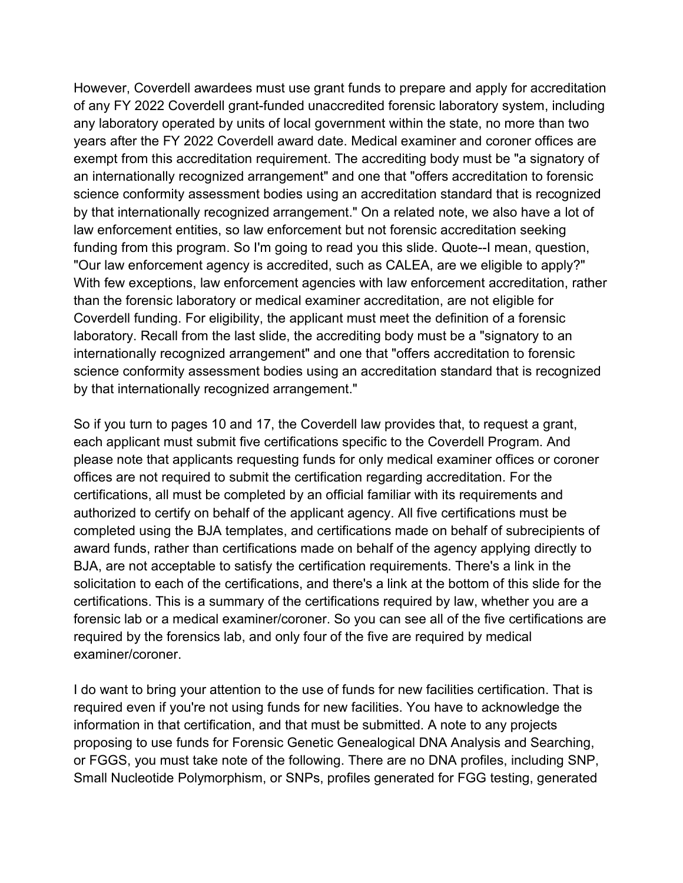However, Coverdell awardees must use grant funds to prepare and apply for accreditation of any FY 2022 Coverdell grant-funded unaccredited forensic laboratory system, including any laboratory operated by units of local government within the state, no more than two years after the FY 2022 Coverdell award date. Medical examiner and coroner offices are exempt from this accreditation requirement. The accrediting body must be "a signatory of an internationally recognized arrangement" and one that "offers accreditation to forensic science conformity assessment bodies using an accreditation standard that is recognized by that internationally recognized arrangement." On a related note, we also have a lot of law enforcement entities, so law enforcement but not forensic accreditation seeking funding from this program. So I'm going to read you this slide. Quote--I mean, question, "Our law enforcement agency is accredited, such as CALEA, are we eligible to apply?" With few exceptions, law enforcement agencies with law enforcement accreditation, rather than the forensic laboratory or medical examiner accreditation, are not eligible for Coverdell funding. For eligibility, the applicant must meet the definition of a forensic laboratory. Recall from the last slide, the accrediting body must be a "signatory to an internationally recognized arrangement" and one that "offers accreditation to forensic science conformity assessment bodies using an accreditation standard that is recognized by that internationally recognized arrangement."

So if you turn to pages 10 and 17, the Coverdell law provides that, to request a grant, each applicant must submit five certifications specific to the Coverdell Program. And please note that applicants requesting funds for only medical examiner offices or coroner offices are not required to submit the certification regarding accreditation. For the certifications, all must be completed by an official familiar with its requirements and authorized to certify on behalf of the applicant agency. All five certifications must be completed using the BJA templates, and certifications made on behalf of subrecipients of award funds, rather than certifications made on behalf of the agency applying directly to BJA, are not acceptable to satisfy the certification requirements. There's a link in the solicitation to each of the certifications, and there's a link at the bottom of this slide for the certifications. This is a summary of the certifications required by law, whether you are a forensic lab or a medical examiner/coroner. So you can see all of the five certifications are required by the forensics lab, and only four of the five are required by medical examiner/coroner.

I do want to bring your attention to the use of funds for new facilities certification. That is required even if you're not using funds for new facilities. You have to acknowledge the information in that certification, and that must be submitted. A note to any projects proposing to use funds for Forensic Genetic Genealogical DNA Analysis and Searching, or FGGS, you must take note of the following. There are no DNA profiles, including SNP, Small Nucleotide Polymorphism, or SNPs, profiles generated for FGG testing, generated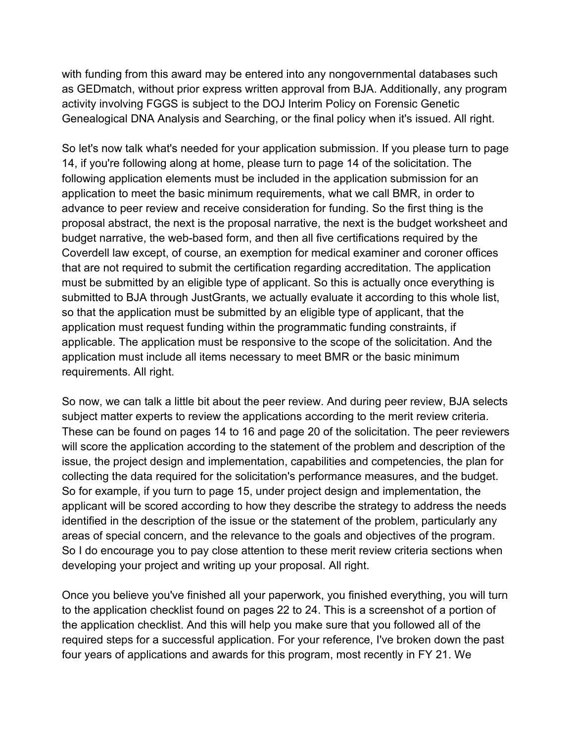with funding from this award may be entered into any nongovernmental databases such as GEDmatch, without prior express written approval from BJA. Additionally, any program activity involving FGGS is subject to the DOJ Interim Policy on Forensic Genetic Genealogical DNA Analysis and Searching, or the final policy when it's issued. All right.

So let's now talk what's needed for your application submission. If you please turn to page 14, if you're following along at home, please turn to page 14 of the solicitation. The following application elements must be included in the application submission for an application to meet the basic minimum requirements, what we call BMR, in order to advance to peer review and receive consideration for funding. So the first thing is the proposal abstract, the next is the proposal narrative, the next is the budget worksheet and budget narrative, the web-based form, and then all five certifications required by the Coverdell law except, of course, an exemption for medical examiner and coroner offices that are not required to submit the certification regarding accreditation. The application must be submitted by an eligible type of applicant. So this is actually once everything is submitted to BJA through JustGrants, we actually evaluate it according to this whole list, so that the application must be submitted by an eligible type of applicant, that the application must request funding within the programmatic funding constraints, if applicable. The application must be responsive to the scope of the solicitation. And the application must include all items necessary to meet BMR or the basic minimum requirements. All right.

So now, we can talk a little bit about the peer review. And during peer review, BJA selects subject matter experts to review the applications according to the merit review criteria. These can be found on pages 14 to 16 and page 20 of the solicitation. The peer reviewers will score the application according to the statement of the problem and description of the issue, the project design and implementation, capabilities and competencies, the plan for collecting the data required for the solicitation's performance measures, and the budget. So for example, if you turn to page 15, under project design and implementation, the applicant will be scored according to how they describe the strategy to address the needs identified in the description of the issue or the statement of the problem, particularly any areas of special concern, and the relevance to the goals and objectives of the program. So I do encourage you to pay close attention to these merit review criteria sections when developing your project and writing up your proposal. All right.

Once you believe you've finished all your paperwork, you finished everything, you will turn to the application checklist found on pages 22 to 24. This is a screenshot of a portion of the application checklist. And this will help you make sure that you followed all of the required steps for a successful application. For your reference, I've broken down the past four years of applications and awards for this program, most recently in FY 21. We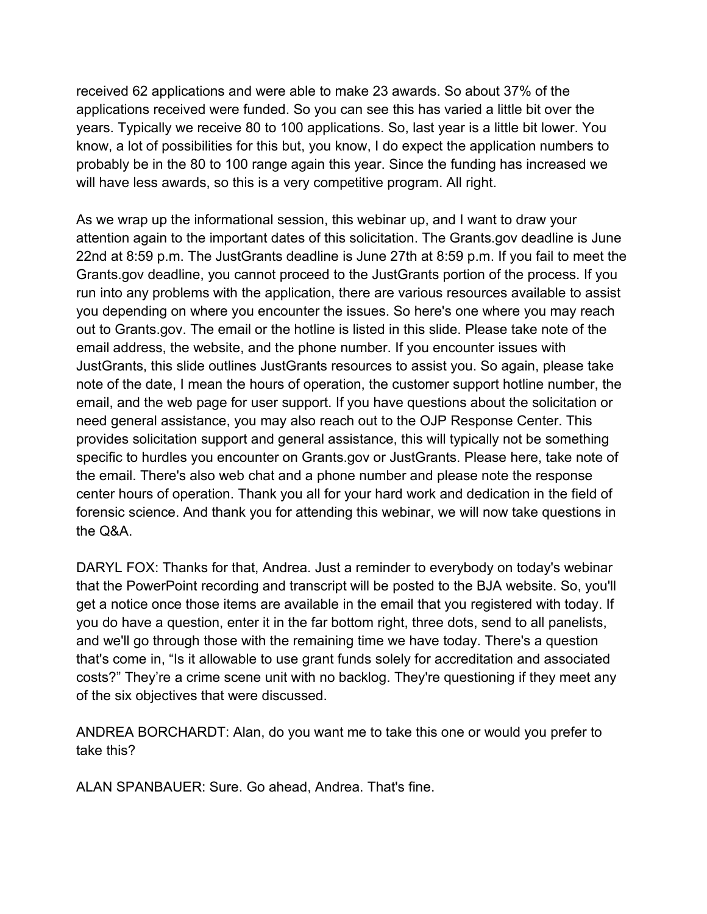received 62 applications and were able to make 23 awards. So about 37% of the applications received were funded. So you can see this has varied a little bit over the years. Typically we receive 80 to 100 applications. So, last year is a little bit lower. You know, a lot of possibilities for this but, you know, I do expect the application numbers to probably be in the 80 to 100 range again this year. Since the funding has increased we will have less awards, so this is a very competitive program. All right.

As we wrap up the informational session, this webinar up, and I want to draw your attention again to the important dates of this solicitation. The Grants.gov deadline is June 22nd at 8:59 p.m. The JustGrants deadline is June 27th at 8:59 p.m. If you fail to meet the Grants.gov deadline, you cannot proceed to the JustGrants portion of the process. If you run into any problems with the application, there are various resources available to assist you depending on where you encounter the issues. So here's one where you may reach out to Grants.gov. The email or the hotline is listed in this slide. Please take note of the email address, the website, and the phone number. If you encounter issues with JustGrants, this slide outlines JustGrants resources to assist you. So again, please take note of the date, I mean the hours of operation, the customer support hotline number, the email, and the web page for user support. If you have questions about the solicitation or need general assistance, you may also reach out to the OJP Response Center. This provides solicitation support and general assistance, this will typically not be something specific to hurdles you encounter on Grants.gov or JustGrants. Please here, take note of the email. There's also web chat and a phone number and please note the response center hours of operation. Thank you all for your hard work and dedication in the field of forensic science. And thank you for attending this webinar, we will now take questions in the Q&A.

DARYL FOX: Thanks for that, Andrea. Just a reminder to everybody on today's webinar that the PowerPoint recording and transcript will be posted to the BJA website. So, you'll get a notice once those items are available in the email that you registered with today. If you do have a question, enter it in the far bottom right, three dots, send to all panelists, and we'll go through those with the remaining time we have today. There's a question that's come in, "Is it allowable to use grant funds solely for accreditation and associated costs?" They're a crime scene unit with no backlog. They're questioning if they meet any of the six objectives that were discussed.

ANDREA BORCHARDT: Alan, do you want me to take this one or would you prefer to take this?

ALAN SPANBAUER: Sure. Go ahead, Andrea. That's fine.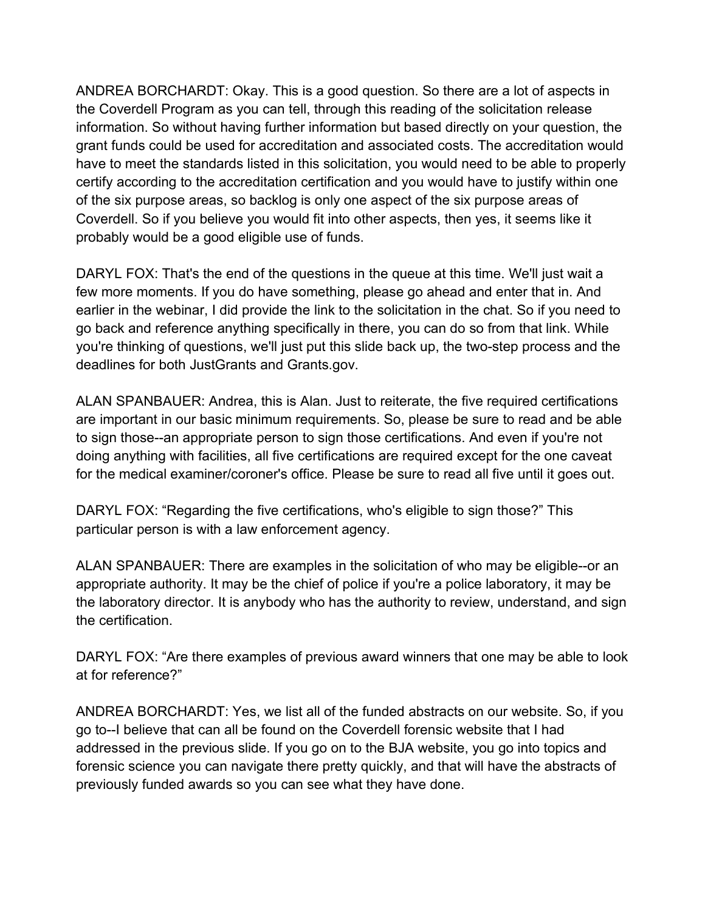ANDREA BORCHARDT: Okay. This is a good question. So there are a lot of aspects in the Coverdell Program as you can tell, through this reading of the solicitation release information. So without having further information but based directly on your question, the grant funds could be used for accreditation and associated costs. The accreditation would have to meet the standards listed in this solicitation, you would need to be able to properly certify according to the accreditation certification and you would have to justify within one of the six purpose areas, so backlog is only one aspect of the six purpose areas of Coverdell. So if you believe you would fit into other aspects, then yes, it seems like it probably would be a good eligible use of funds.

DARYL FOX: That's the end of the questions in the queue at this time. We'll just wait a few more moments. If you do have something, please go ahead and enter that in. And earlier in the webinar, I did provide the link to the solicitation in the chat. So if you need to go back and reference anything specifically in there, you can do so from that link. While you're thinking of questions, we'll just put this slide back up, the two-step process and the deadlines for both JustGrants and Grants.gov.

ALAN SPANBAUER: Andrea, this is Alan. Just to reiterate, the five required certifications are important in our basic minimum requirements. So, please be sure to read and be able to sign those--an appropriate person to sign those certifications. And even if you're not doing anything with facilities, all five certifications are required except for the one caveat for the medical examiner/coroner's office. Please be sure to read all five until it goes out.

DARYL FOX: “Regarding the five certifications, who's eligible to sign those?” This particular person is with a law enforcement agency.

ALAN SPANBAUER: There are examples in the solicitation of who may be eligible--or an appropriate authority. It may be the chief of police if you're a police laboratory, it may be the laboratory director. It is anybody who has the authority to review, understand, and sign the certification.

DARYL FOX: “Are there examples of previous award winners that one may be able to look at for reference?”

ANDREA BORCHARDT: Yes, we list all of the funded abstracts on our website. So, if you go to--I believe that can all be found on the Coverdell forensic website that I had addressed in the previous slide. If you go on to the BJA website, you go into topics and forensic science you can navigate there pretty quickly, and that will have the abstracts of previously funded awards so you can see what they have done.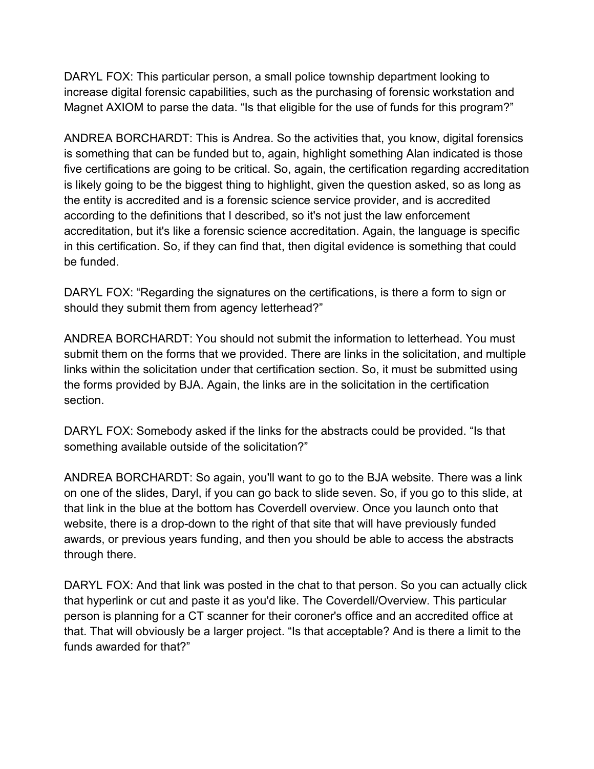DARYL FOX: This particular person, a small police township department looking to increase digital forensic capabilities, such as the purchasing of forensic workstation and Magnet AXIOM to parse the data. "Is that eligible for the use of funds for this program?"

ANDREA BORCHARDT: This is Andrea. So the activities that, you know, digital forensics is something that can be funded but to, again, highlight something Alan indicated is those five certifications are going to be critical. So, again, the certification regarding accreditation is likely going to be the biggest thing to highlight, given the question asked, so as long as the entity is accredited and is a forensic science service provider, and is accredited according to the definitions that I described, so it's not just the law enforcement accreditation, but it's like a forensic science accreditation. Again, the language is specific in this certification. So, if they can find that, then digital evidence is something that could be funded.

DARYL FOX: "Regarding the signatures on the certifications, is there a form to sign or should they submit them from agency letterhead?"

ANDREA BORCHARDT: You should not submit the information to letterhead. You must submit them on the forms that we provided. There are links in the solicitation, and multiple links within the solicitation under that certification section. So, it must be submitted using the forms provided by BJA. Again, the links are in the solicitation in the certification section.

DARYL FOX: Somebody asked if the links for the abstracts could be provided. "Is that something available outside of the solicitation?"

ANDREA BORCHARDT: So again, you'll want to go to the BJA website. There was a link on one of the slides, Daryl, if you can go back to slide seven. So, if you go to this slide, at that link in the blue at the bottom has Coverdell overview. Once you launch onto that website, there is a drop-down to the right of that site that will have previously funded awards, or previous years funding, and then you should be able to access the abstracts through there.

DARYL FOX: And that link was posted in the chat to that person. So you can actually click that hyperlink or cut and paste it as you'd like. The Coverdell/Overview. This particular person is planning for a CT scanner for their coroner's office and an accredited office at that. That will obviously be a larger project. "Is that acceptable? And is there a limit to the funds awarded for that?"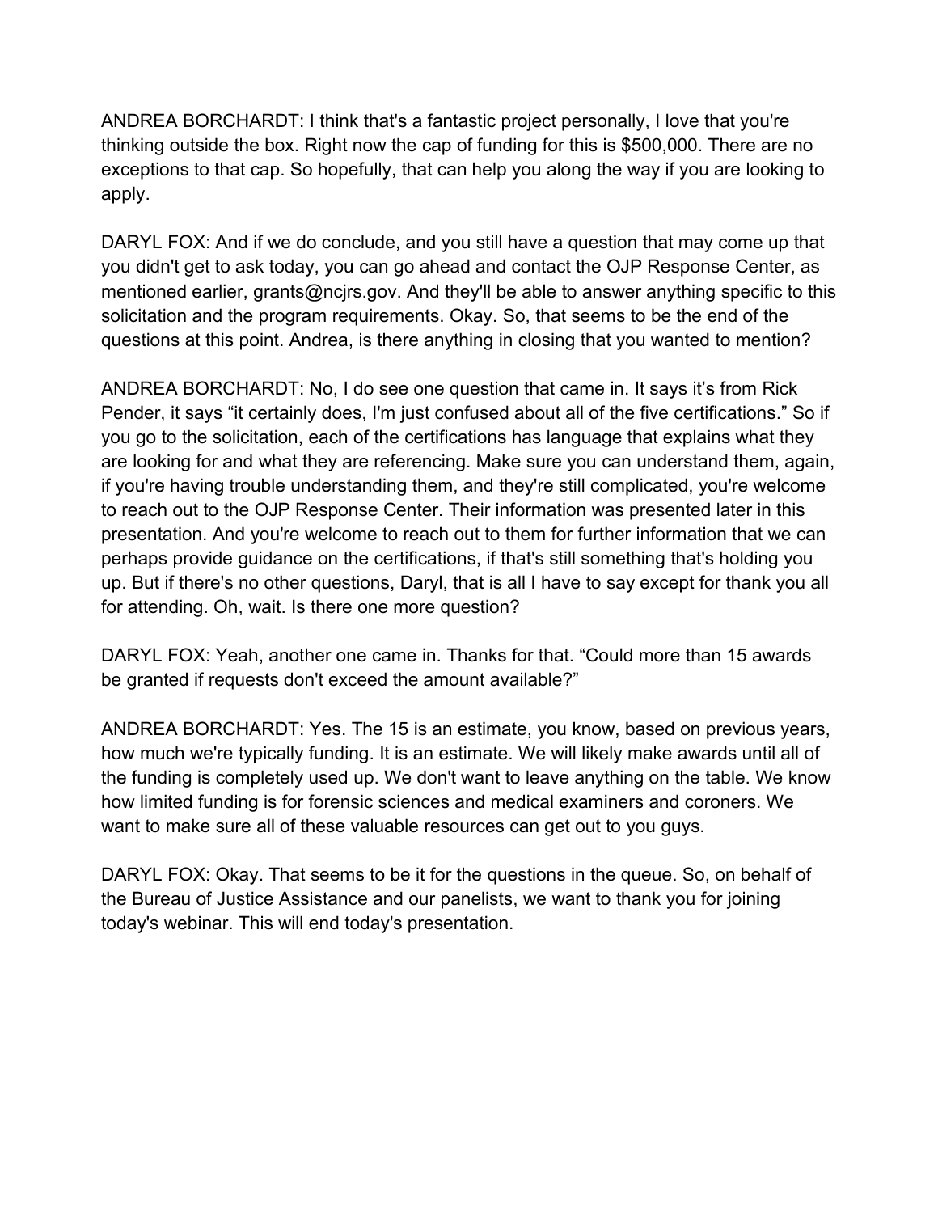ANDREA BORCHARDT: I think that's a fantastic project personally, I love that you're thinking outside the box. Right now the cap of funding for this is $500,000. There are no exceptions to that cap. So hopefully, that can help you along the way if you are looking to apply.

DARYL FOX: And if we do conclude, and you still have a question that may come up that you didn't get to ask today, you can go ahead and contact the OJP Response Center, as mentioned earlier, grants@ncjrs.gov. And they'll be able to answer anything specific to this solicitation and the program requirements. Okay. So, that seems to be the end of the questions at this point. Andrea, is there anything in closing that you wanted to mention?

ANDREA BORCHARDT: No, I do see one question that came in. It says it's from Rick Pender, it says "it certainly does, I'm just confused about all of the five certifications." So if you go to the solicitation, each of the certifications has language that explains what they are looking for and what they are referencing. Make sure you can understand them, again, if you're having trouble understanding them, and they're still complicated, you're welcome to reach out to the OJP Response Center. Their information was presented later in this presentation. And you're welcome to reach out to them for further information that we can perhaps provide guidance on the certifications, if that's still something that's holding you up. But if there's no other questions, Daryl, that is all I have to say except for thank you all for attending. Oh, wait. Is there one more question?

DARYL FOX: Yeah, another one came in. Thanks for that. "Could more than 15 awards be granted if requests don't exceed the amount available?"

ANDREA BORCHARDT: Yes. The 15 is an estimate, you know, based on previous years, how much we're typically funding. It is an estimate. We will likely make awards until all of the funding is completely used up. We don't want to leave anything on the table. We know how limited funding is for forensic sciences and medical examiners and coroners. We want to make sure all of these valuable resources can get out to you guys.

DARYL FOX: Okay. That seems to be it for the questions in the queue. So, on behalf of the Bureau of Justice Assistance and our panelists, we want to thank you for joining today's webinar. This will end today's presentation.